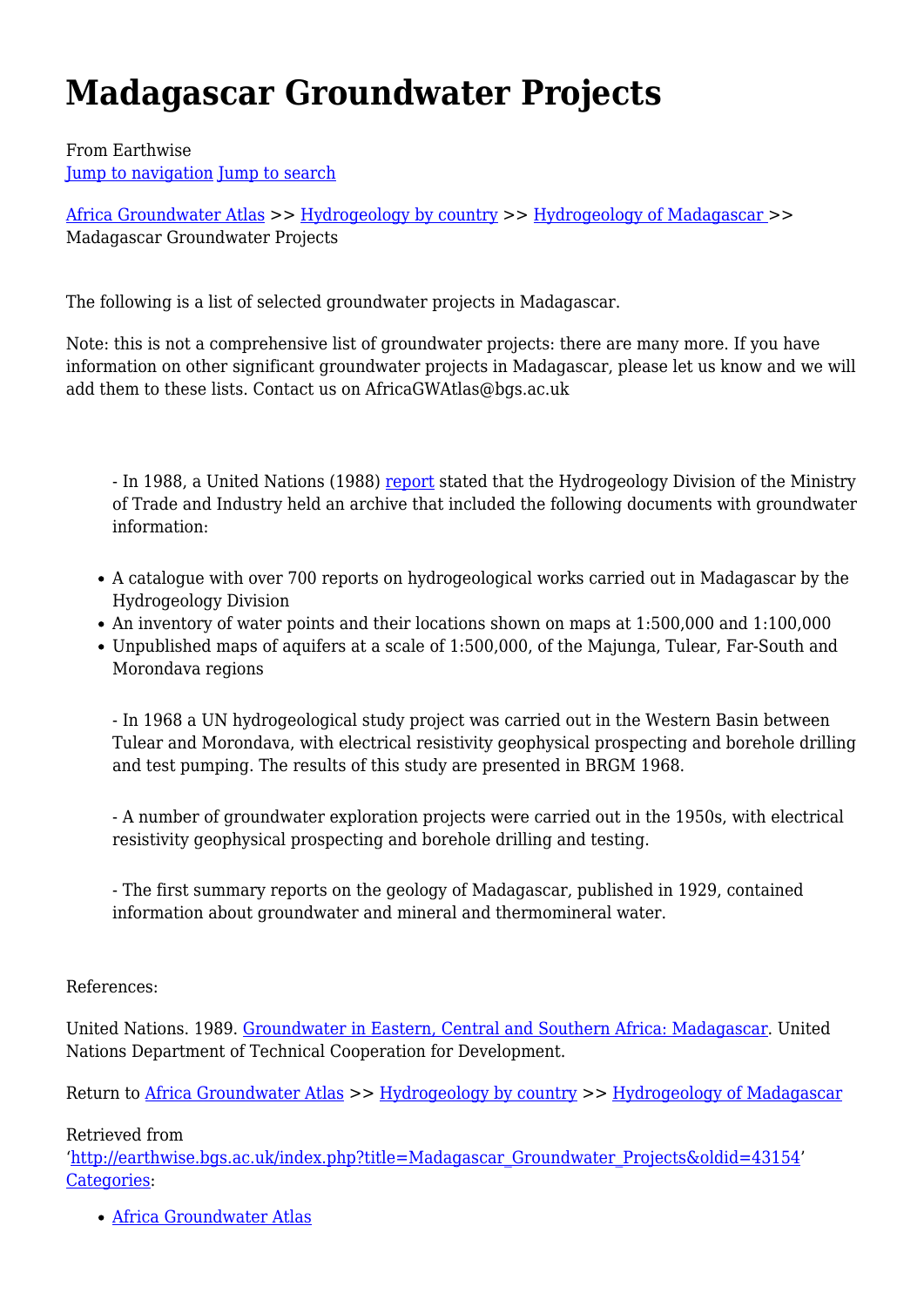# Madagascar Groundwater Projects

From Earthwise
Jump to navigation Jump to search

Africa Groundwater Atlas >> Hydrogeology by country >> Hydrogeology of Madagascar >> Madagascar Groundwater Projects

The following is a list of selected groundwater projects in Madagascar.

Note: this is not a comprehensive list of groundwater projects: there are many more. If you have information on other significant groundwater projects in Madagascar, please let us know and we will add them to these lists. Contact us on AfricaGWAtlas@bgs.ac.uk

- In 1988, a United Nations (1988) report stated that the Hydrogeology Division of the Ministry of Trade and Industry held an archive that included the following documents with groundwater information:

- A catalogue with over 700 reports on hydrogeological works carried out in Madagascar by the Hydrogeology Division
- An inventory of water points and their locations shown on maps at 1:500,000 and 1:100,000
- Unpublished maps of aquifers at a scale of 1:500,000, of the Majunga, Tulear, Far-South and Morondava regions

- In 1968 a UN hydrogeological study project was carried out in the Western Basin between Tulear and Morondava, with electrical resistivity geophysical prospecting and borehole drilling and test pumping. The results of this study are presented in BRGM 1968.

- A number of groundwater exploration projects were carried out in the 1950s, with electrical resistivity geophysical prospecting and borehole drilling and testing.

- The first summary reports on the geology of Madagascar, published in 1929, contained information about groundwater and mineral and thermomineral water.

References:

United Nations. 1989. Groundwater in Eastern, Central and Southern Africa: Madagascar. United Nations Department of Technical Cooperation for Development.

Return to Africa Groundwater Atlas >> Hydrogeology by country >> Hydrogeology of Madagascar

Retrieved from
'http://earthwise.bgs.ac.uk/index.php?title=Madagascar_Groundwater_Projects&oldid=43154'
Categories:

- Africa Groundwater Atlas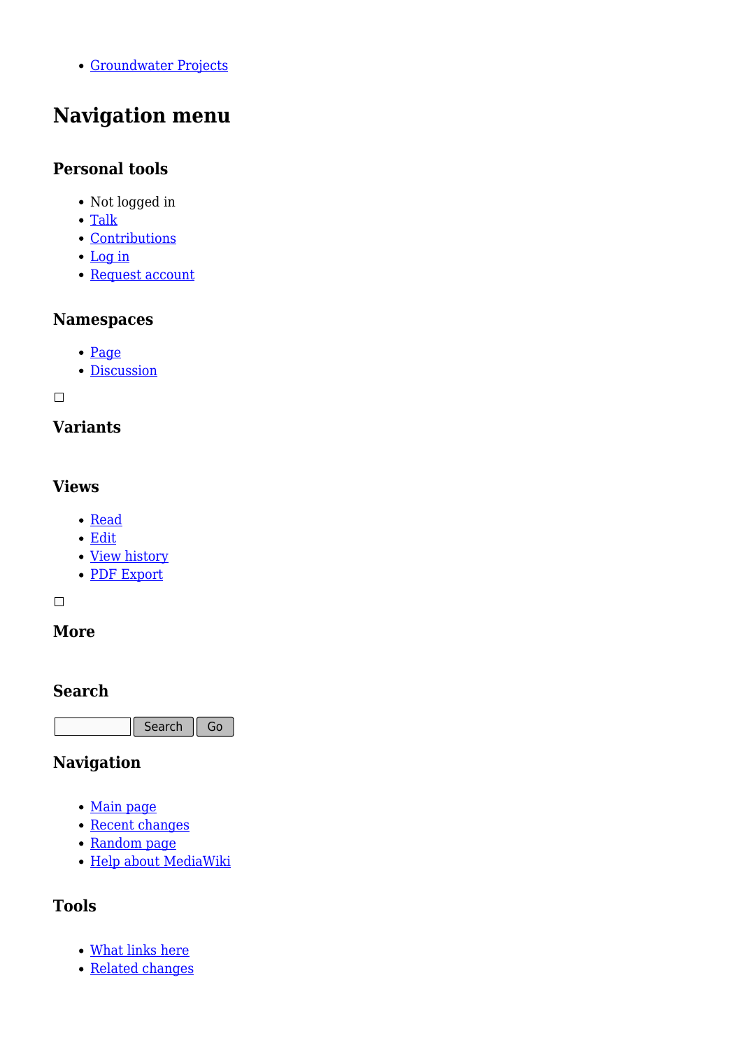- Groundwater Projects

## Navigation menu

### Personal tools

- Not logged in
- Talk
- Contributions
- Log in
- Request account

### Namespaces

- Page
- Discussion

### Variants

### Views

- Read
- Edit
- View history
- PDF Export

### More

### Search

Search Go

### Navigation

- Main page
- Recent changes
- Random page
- Help about MediaWiki

### Tools

- What links here
- Related changes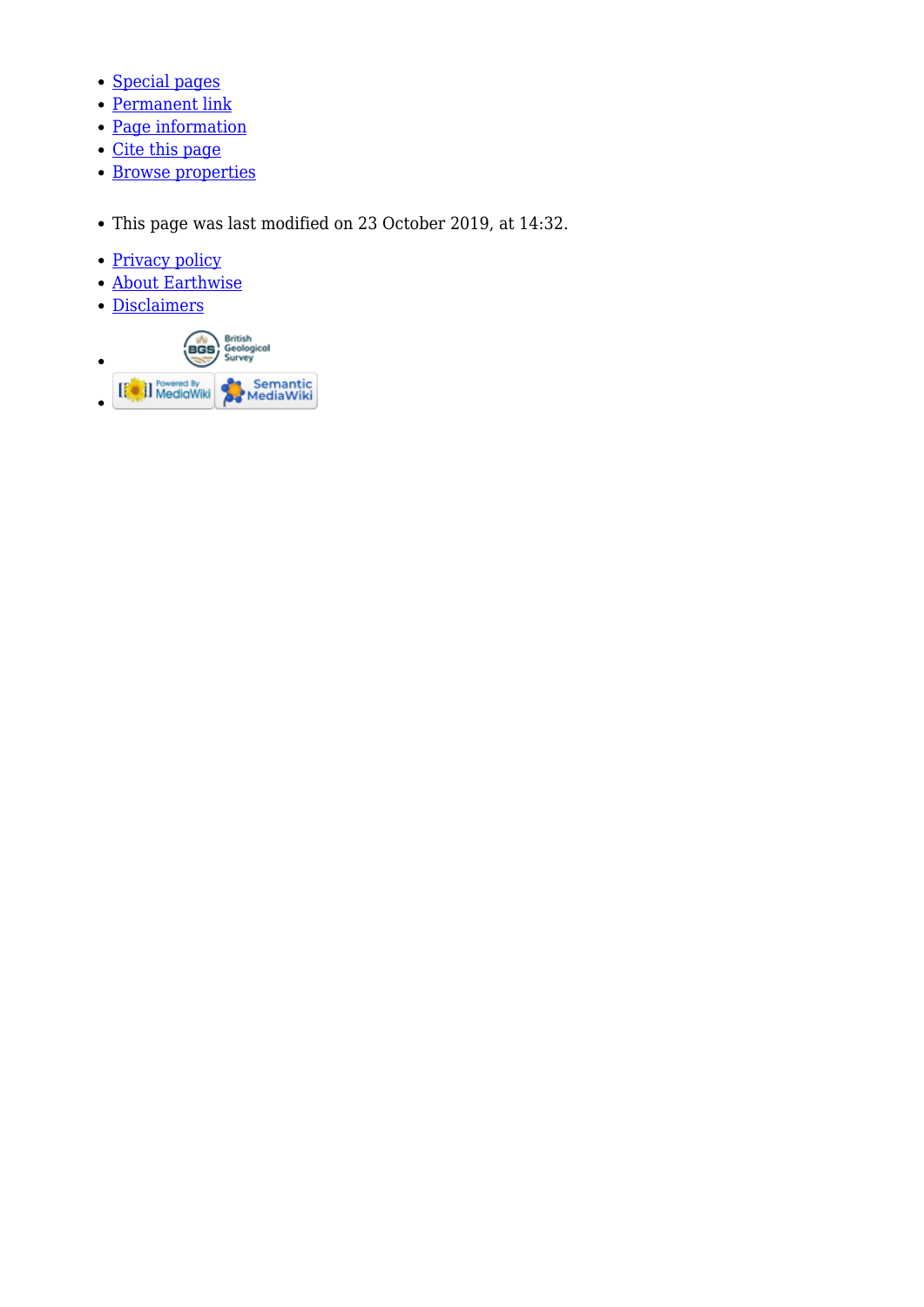- Special pages
- Permanent link
- Page information
- Cite this page
- Browse properties

- This page was last modified on 23 October 2019, at 14:32.

- Privacy policy
- About Earthwise
- Disclaimers